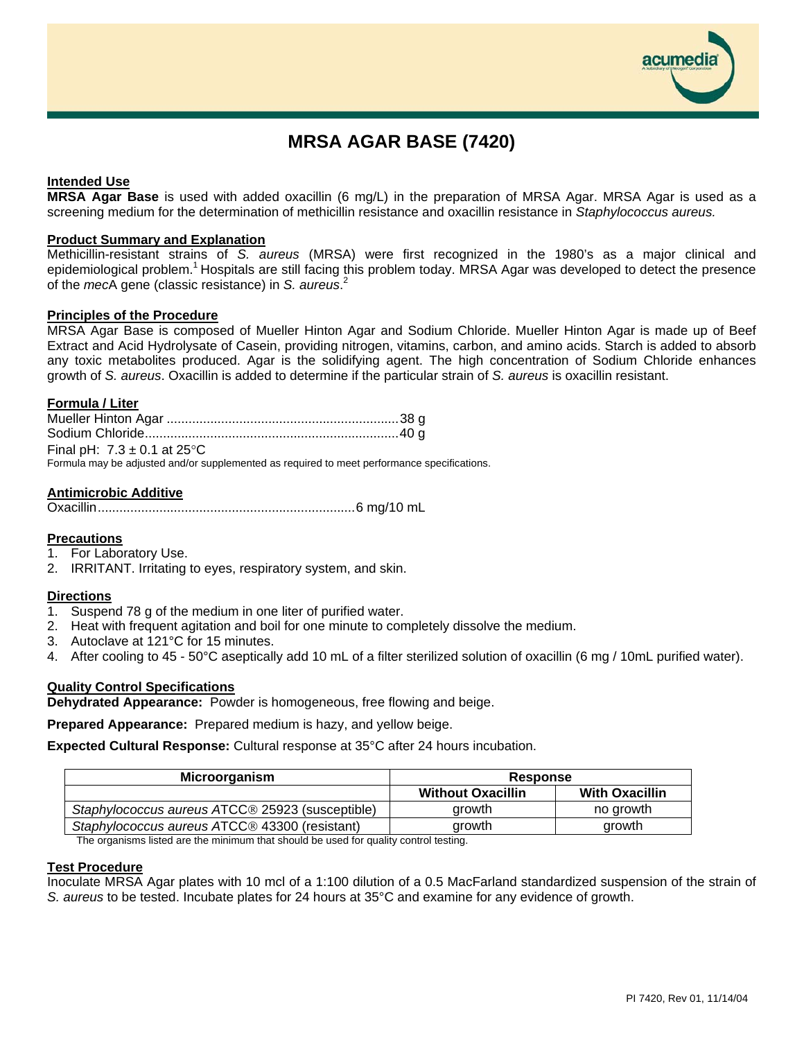# MRSA AGAR BASE (7420)

## Intended Use

**MRSA Agar Base** is used with added oxacillin (6 mg/L) in the preparation of MRSA Agar. MRSA Agar is used as a screening medium for the determination of methicillin resistance and oxacillin resistance in *Staphylococcus aureus.*

## Product Summary and Explanation

Methicillin-resistant strains of *S. aureus* (MRSA) were first recognized in the 1980's as a major clinical and epidemiological problem.[1] Hospitals are still facing this problem today. MRSA Agar was developed to detect the presence of the *mec*A gene (classic resistance) in *S. aureus*.[2]

## Principles of the Procedure

MRSA Agar Base is composed of Mueller Hinton Agar and Sodium Chloride. Mueller Hinton Agar is made up of Beef Extract and Acid Hydrolysate of Casein, providing nitrogen, vitamins, carbon, and amino acids. Starch is added to absorb any toxic metabolites produced. Agar is the solidifying agent. The high concentration of Sodium Chloride enhances growth of *S. aureus*. Oxacillin is added to determine if the particular strain of *S. aureus* is oxacillin resistant.

## Formula / Liter

Mueller Hinton Agar ................................................................ 38 g
Sodium Chloride...................................................................... 40 g
Final pH: 7.3 ± 0.1 at 25°C

Formula may be adjusted and/or supplemented as required to meet performance specifications.

## Antimicrobic Additive

Oxacillin....................................................................... 6 mg/10 mL

## Precautions

1. For Laboratory Use.
2. IRRITANT. Irritating to eyes, respiratory system, and skin.

## Directions

1. Suspend 78 g of the medium in one liter of purified water.
2. Heat with frequent agitation and boil for one minute to completely dissolve the medium.
3. Autoclave at 121°C for 15 minutes.
4. After cooling to 45 - 50°C aseptically add 10 mL of a filter sterilized solution of oxacillin (6 mg / 10mL purified water).

## Quality Control Specifications

**Dehydrated Appearance:** Powder is homogeneous, free flowing and beige.

**Prepared Appearance:** Prepared medium is hazy, and yellow beige.

**Expected Cultural Response:** Cultural response at 35°C after 24 hours incubation.

| Microorganism | Response | |
|---|---|---|
| | Without Oxacillin | With Oxacillin |
| *Staphylococcus aureus* ATCC® 25923 (susceptible) | growth | no growth |
| *Staphylococcus aureus* ATCC® 43300 (resistant) | growth | growth |

The organisms listed are the minimum that should be used for quality control testing.

## Test Procedure

Inoculate MRSA Agar plates with 10 mcl of a 1:100 dilution of a 0.5 MacFarland standardized suspension of the strain of *S. aureus* to be tested. Incubate plates for 24 hours at 35°C and examine for any evidence of growth.

PI 7420, Rev 01, 11/14/04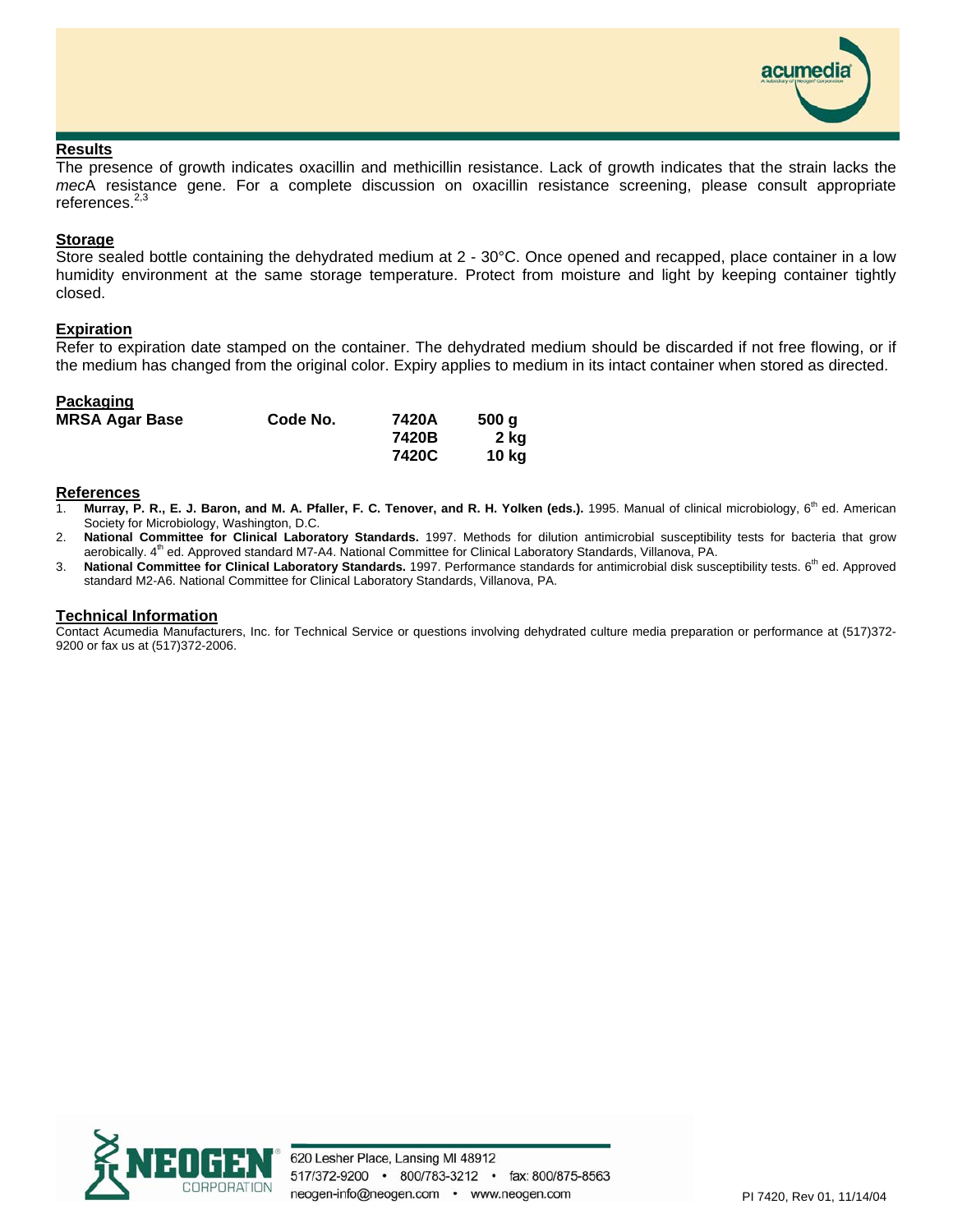## Results

The presence of growth indicates oxacillin and methicillin resistance. Lack of growth indicates that the strain lacks the *mec*A resistance gene. For a complete discussion on oxacillin resistance screening, please consult appropriate references.[2,3]

## Storage

Store sealed bottle containing the dehydrated medium at 2 - 30°C. Once opened and recapped, place container in a low humidity environment at the same storage temperature. Protect from moisture and light by keeping container tightly closed.

## Expiration

Refer to expiration date stamped on the container. The dehydrated medium should be discarded if not free flowing, or if the medium has changed from the original color. Expiry applies to medium in its intact container when stored as directed.

## Packaging

| | | | |
|---|---|---|---|
| **MRSA Agar Base** | **Code No.** | **7420A** | **500 g** |
| | | **7420B** | **2 kg** |
| | | **7420C** | **10 kg** |

## References

1. **Murray, P. R., E. J. Baron, and M. A. Pfaller, F. C. Tenover, and R. H. Yolken (eds.).** 1995. Manual of clinical microbiology, 6th ed. American Society for Microbiology, Washington, D.C.
2. **National Committee for Clinical Laboratory Standards.** 1997. Methods for dilution antimicrobial susceptibility tests for bacteria that grow aerobically. 4th ed. Approved standard M7-A4. National Committee for Clinical Laboratory Standards, Villanova, PA.
3. **National Committee for Clinical Laboratory Standards.** 1997. Performance standards for antimicrobial disk susceptibility tests. 6th ed. Approved standard M2-A6. National Committee for Clinical Laboratory Standards, Villanova, PA.

## Technical Information

Contact Acumedia Manufacturers, Inc. for Technical Service or questions involving dehydrated culture media preparation or performance at (517)372-9200 or fax us at (517)372-2006.

620 Lesher Place, Lansing MI 48912
517/372-9200 • 800/783-3212 • fax: 800/875-8563
neogen-info@neogen.com • www.neogen.com

PI 7420, Rev 01, 11/14/04